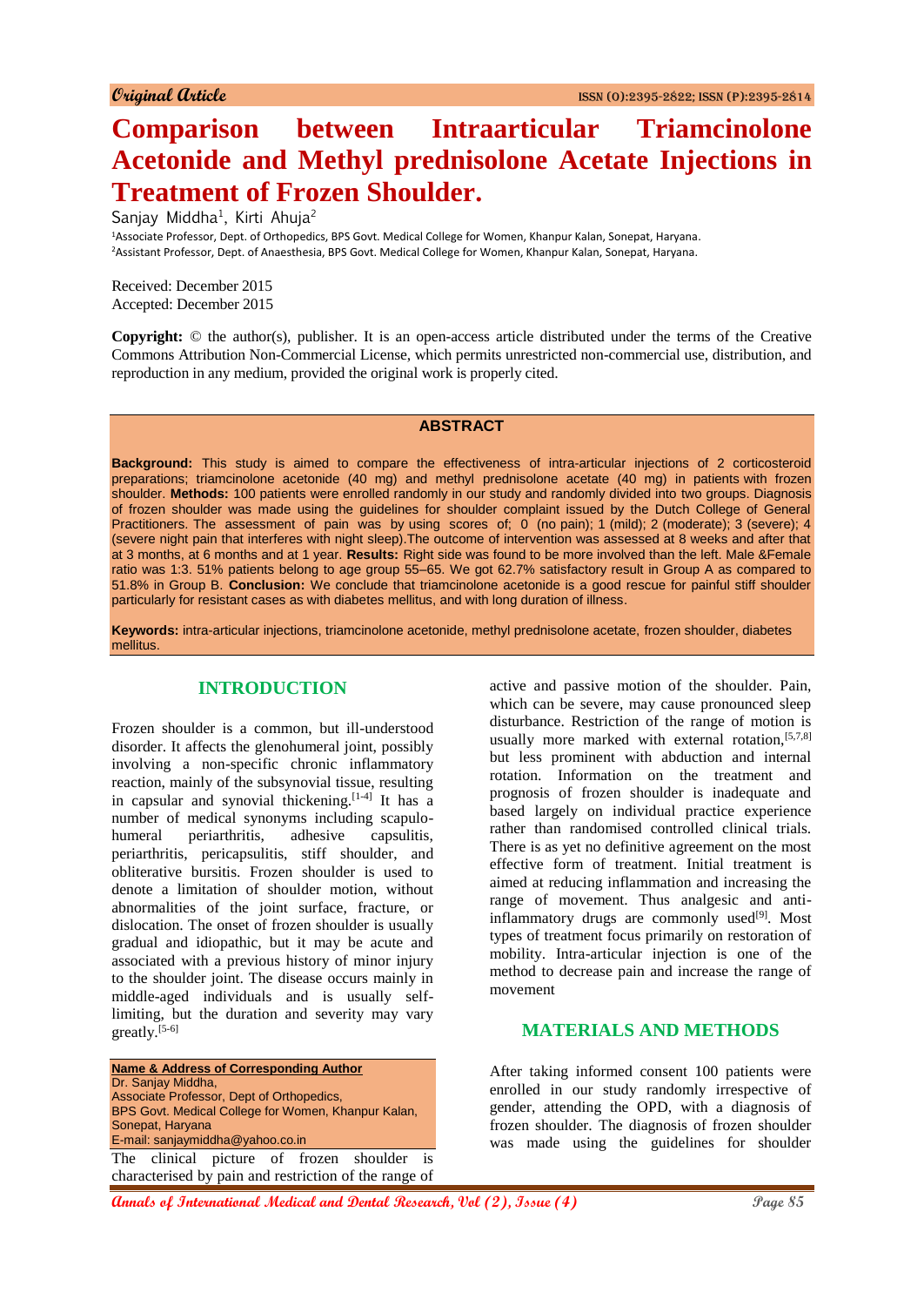Original Article

ISSN (O):2395-2822; ISSN (P):2395-2814

# Comparison between Intraarticular Triamcinolone Acetonide and Methyl prednisolone Acetate Injections in Treatment of Frozen Shoulder.

Sanjay Middha[1], Kirti Ahuja[2]

[1]Associate Professor, Dept. of Orthopedics, BPS Govt. Medical College for Women, Khanpur Kalan, Sonepat, Haryana.
[2]Assistant Professor, Dept. of Anaesthesia, BPS Govt. Medical College for Women, Khanpur Kalan, Sonepat, Haryana.

Received: December 2015
Accepted: December 2015

**Copyright:** © the author(s), publisher. It is an open-access article distributed under the terms of the Creative Commons Attribution Non-Commercial License, which permits unrestricted non-commercial use, distribution, and reproduction in any medium, provided the original work is properly cited.

## ABSTRACT

**Background:** This study is aimed to compare the effectiveness of intra-articular injections of 2 corticosteroid preparations; triamcinolone acetonide (40 mg) and methyl prednisolone acetate (40 mg) in patients with frozen shoulder. **Methods:** 100 patients were enrolled randomly in our study and randomly divided into two groups. Diagnosis of frozen shoulder was made using the guidelines for shoulder complaint issued by the Dutch College of General Practitioners. The assessment of pain was by using scores of; 0 (no pain); 1 (mild); 2 (moderate); 3 (severe); 4 (severe night pain that interferes with night sleep).The outcome of intervention was assessed at 8 weeks and after that at 3 months, at 6 months and at 1 year. **Results:** Right side was found to be more involved than the left. Male &Female ratio was 1:3. 51% patients belong to age group 55–65. We got 62.7% satisfactory result in Group A as compared to 51.8% in Group B. **Conclusion:** We conclude that triamcinolone acetonide is a good rescue for painful stiff shoulder particularly for resistant cases as with diabetes mellitus, and with long duration of illness.

**Keywords:** intra-articular injections, triamcinolone acetonide, methyl prednisolone acetate, frozen shoulder, diabetes mellitus.

## INTRODUCTION

Frozen shoulder is a common, but ill-understood disorder. It affects the glenohumeral joint, possibly involving a non-specific chronic inflammatory reaction, mainly of the subsynovial tissue, resulting in capsular and synovial thickening.[1-4] It has a number of medical synonyms including scapulo-humeral periarthritis, adhesive capsulitis, periarthritis, pericapsulitis, stiff shoulder, and obliterative bursitis. Frozen shoulder is used to denote a limitation of shoulder motion, without abnormalities of the joint surface, fracture, or dislocation. The onset of frozen shoulder is usually gradual and idiopathic, but it may be acute and associated with a previous history of minor injury to the shoulder joint. The disease occurs mainly in middle-aged individuals and is usually self-limiting, but the duration and severity may vary greatly.[5-6]

**Name & Address of Corresponding Author**
Dr. Sanjay Middha,
Associate Professor, Dept of Orthopedics,
BPS Govt. Medical College for Women, Khanpur Kalan, Sonepat, Haryana
E-mail: sanjaymiddha@yahoo.co.in

The clinical picture of frozen shoulder is characterised by pain and restriction of the range of active and passive motion of the shoulder. Pain, which can be severe, may cause pronounced sleep disturbance. Restriction of the range of motion is usually more marked with external rotation,[5,7,8] but less prominent with abduction and internal rotation. Information on the treatment and prognosis of frozen shoulder is inadequate and based largely on individual practice experience rather than randomised controlled clinical trials. There is as yet no definitive agreement on the most effective form of treatment. Initial treatment is aimed at reducing inflammation and increasing the range of movement. Thus analgesic and anti-inflammatory drugs are commonly used[9]. Most types of treatment focus primarily on restoration of mobility. Intra-articular injection is one of the method to decrease pain and increase the range of movement

## MATERIALS AND METHODS

After taking informed consent 100 patients were enrolled in our study randomly irrespective of gender, attending the OPD, with a diagnosis of frozen shoulder. The diagnosis of frozen shoulder was made using the guidelines for shoulder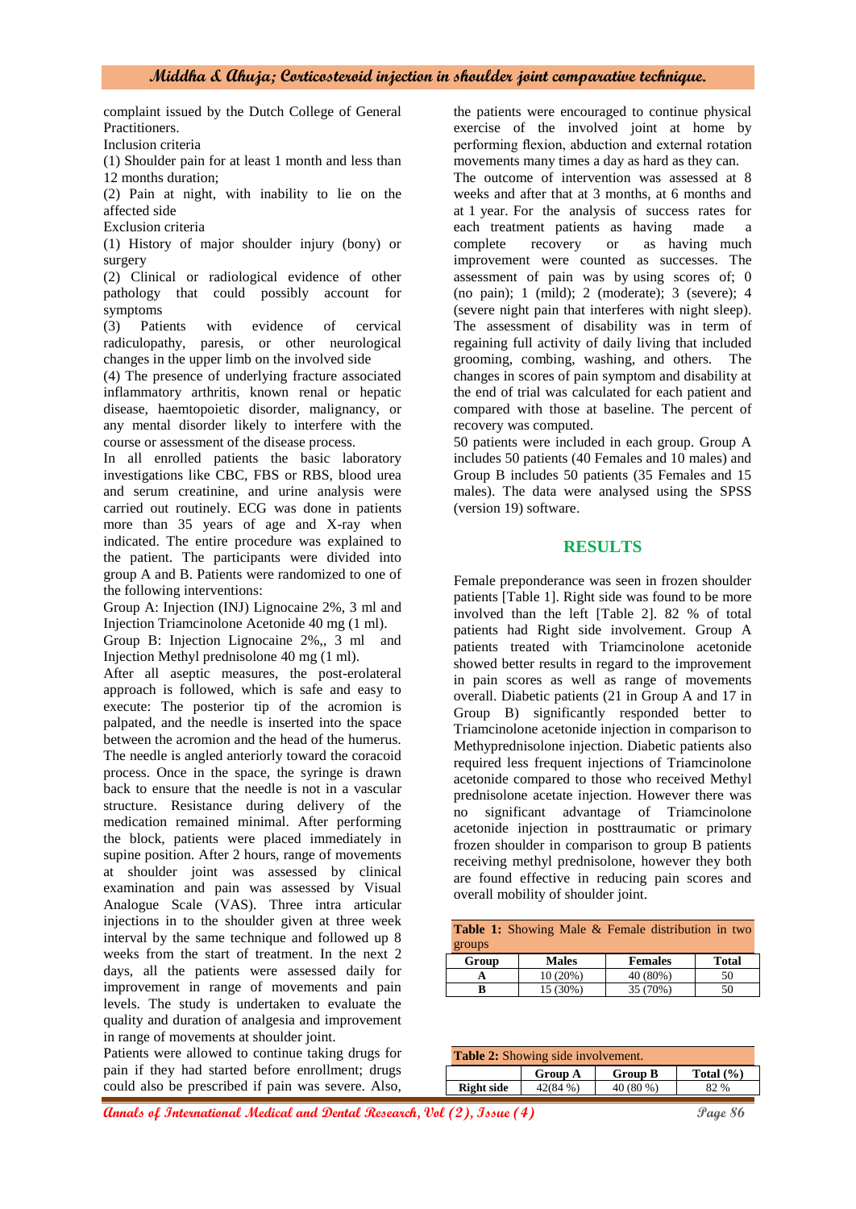complaint issued by the Dutch College of General Practitioners.

Inclusion criteria

(1) Shoulder pain for at least 1 month and less than 12 months duration;

(2) Pain at night, with inability to lie on the affected side

Exclusion criteria

(1) History of major shoulder injury (bony) or surgery

(2) Clinical or radiological evidence of other pathology that could possibly account for symptoms

(3) Patients with evidence of cervical radiculopathy, paresis, or other neurological changes in the upper limb on the involved side

(4) The presence of underlying fracture associated inflammatory arthritis, known renal or hepatic disease, haemtopoietic disorder, malignancy, or any mental disorder likely to interfere with the course or assessment of the disease process.

In all enrolled patients the basic laboratory investigations like CBC, FBS or RBS, blood urea and serum creatinine, and urine analysis were carried out routinely. ECG was done in patients more than 35 years of age and X-ray when indicated. The entire procedure was explained to the patient. The participants were divided into group A and B. Patients were randomized to one of the following interventions:

Group A: Injection (INJ) Lignocaine 2%, 3 ml and Injection Triamcinolone Acetonide 40 mg (1 ml).

Group B: Injection Lignocaine 2%,, 3 ml and Injection Methyl prednisolone 40 mg (1 ml).

After all aseptic measures, the post-erolateral approach is followed, which is safe and easy to execute: The posterior tip of the acromion is palpated, and the needle is inserted into the space between the acromion and the head of the humerus. The needle is angled anteriorly toward the coracoid process. Once in the space, the syringe is drawn back to ensure that the needle is not in a vascular structure. Resistance during delivery of the medication remained minimal. After performing the block, patients were placed immediately in supine position. After 2 hours, range of movements at shoulder joint was assessed by clinical examination and pain was assessed by Visual Analogue Scale (VAS). Three intra articular injections in to the shoulder given at three week interval by the same technique and followed up 8 weeks from the start of treatment. In the next 2 days, all the patients were assessed daily for improvement in range of movements and pain levels. The study is undertaken to evaluate the quality and duration of analgesia and improvement in range of movements at shoulder joint.

Patients were allowed to continue taking drugs for pain if they had started before enrollment; drugs could also be prescribed if pain was severe. Also, the patients were encouraged to continue physical exercise of the involved joint at home by performing flexion, abduction and external rotation movements many times a day as hard as they can.

The outcome of intervention was assessed at 8 weeks and after that at 3 months, at 6 months and at 1 year. For the analysis of success rates for each treatment patients as having made a complete recovery or as having much improvement were counted as successes. The assessment of pain was by using scores of; 0 (no pain); 1 (mild); 2 (moderate); 3 (severe); 4 (severe night pain that interferes with night sleep). The assessment of disability was in term of regaining full activity of daily living that included grooming, combing, washing, and others. The changes in scores of pain symptom and disability at the end of trial was calculated for each patient and compared with those at baseline. The percent of recovery was computed.

50 patients were included in each group. Group A includes 50 patients (40 Females and 10 males) and Group B includes 50 patients (35 Females and 15 males). The data were analysed using the SPSS (version 19) software.

## RESULTS

Female preponderance was seen in frozen shoulder patients [Table 1]. Right side was found to be more involved than the left [Table 2]. 82 % of total patients had Right side involvement. Group A patients treated with Triamcinolone acetonide showed better results in regard to the improvement in pain scores as well as range of movements overall. Diabetic patients (21 in Group A and 17 in Group B) significantly responded better to Triamcinolone acetonide injection in comparison to Methyprednisolone injection. Diabetic patients also required less frequent injections of Triamcinolone acetonide compared to those who received Methyl prednisolone acetate injection. However there was no significant advantage of Triamcinolone acetonide injection in posttraumatic or primary frozen shoulder in comparison to group B patients receiving methyl prednisolone, however they both are found effective in reducing pain scores and overall mobility of shoulder joint.

**Table 1:** Showing Male & Female distribution in two groups

| Group | Males | Females | Total |
|---|---|---|---|
| A | 10 (20%) | 40 (80%) | 50 |
| B | 15 (30%) | 35 (70%) | 50 |

**Table 2:** Showing side involvement.

| | Group A | Group B | Total (%) |
|---|---|---|---|
| Right side | 42(84 %) | 40 (80 %) | 82 % |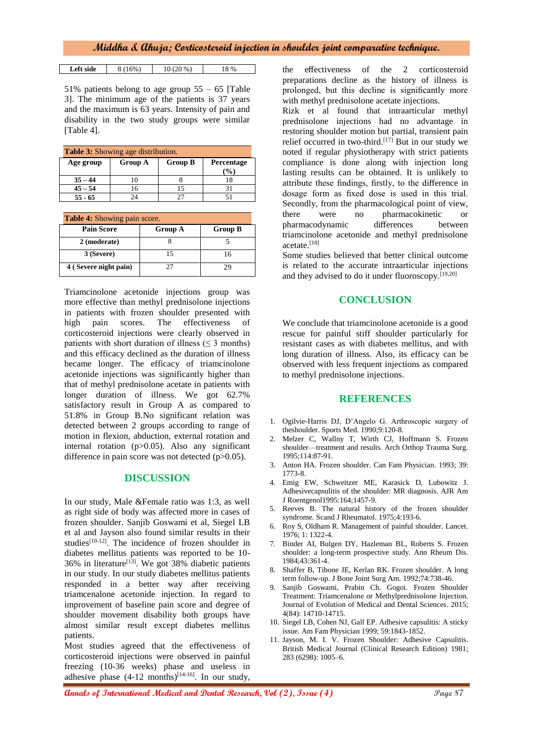| Left side | 8 (16%) | 10 (20 %) | 18 % |
|---|---|---|---|

51% patients belong to age group 55 – 65 [Table 3]. The minimum age of the patients is 37 years and the maximum is 63 years. Intensity of pain and disability in the two study groups were similar [Table 4].

**Table 3:** Showing age distribution.

| Age group | Group A | Group B | Percentage (%) |
|---|---|---|---|
| 35 – 44 | 10 | 8 | 18 |
| 45 – 54 | 16 | 15 | 31 |
| 55 - 65 | 24 | 27 | 51 |

**Table 4:** Showing pain score.

| Pain Score | Group A | Group B |
|---|---|---|
| 2 (moderate) | 8 | 5 |
| 3 (Severe) | 15 | 16 |
| 4 ( Severe night pain) | 27 | 29 |

Triamcinolone acetonide injections group was more effective than methyl prednisolone injections in patients with frozen shoulder presented with high pain scores. The effectiveness of corticosteroid injections were clearly observed in patients with short duration of illness (≤ 3 months) and this efficacy declined as the duration of illness became longer. The efficacy of triamcinolone acetonide injections was significantly higher than that of methyl prednisolone acetate in patients with longer duration of illness. We got 62.7% satisfactory result in Group A as compared to 51.8% in Group B.No significant relation was detected between 2 groups according to range of motion in flexion, abduction, external rotation and internal rotation (p>0.05). Also any significant difference in pain score was not detected (p>0.05).

## DISCUSSION

In our study, Male &Female ratio was 1:3, as well as right side of body was affected more in cases of frozen shoulder. Sanjib Goswami et al, Siegel LB et al and Jayson also found similar results in their studies[10-12]. The incidence of frozen shoulder in diabetes mellitus patients was reported to be 10-36% in literature[13]. We got 38% diabetic patients in our study. In our study diabetes mellitus patients responded in a better way after receiving triamcenalone acetonide injection. In regard to improvement of baseline pain score and degree of shoulder movement disability both groups have almost similar result except diabetes mellitus patients.

Most studies agreed that the effectiveness of corticosteroid injections were observed in painful freezing (10-36 weeks) phase and useless in adhesive phase (4-12 months)[14-16]. In our study, the effectiveness of the 2 corticosteroid preparations decline as the history of illness is prolonged, but this decline is significantly more with methyl prednisolone acetate injections.

Rizk et al found that intraarticular methyl prednisolone injections had no advantage in restoring shoulder motion but partial, transient pain relief occurred in two-third.[17] But in our study we noted if regular physiotherapy with strict patients compliance is done along with injection long lasting results can be obtained. It is unlikely to attribute these findings, firstly, to the difference in dosage form as fixed dose is used in this trial. Secondly, from the pharmacological point of view, there were no pharmacokinetic or pharmacodynamic differences between triamcinolone acetonide and methyl prednisolone acetate.[18]

Some studies believed that better clinical outcome is related to the accurate intraarticular injections and they advised to do it under fluoroscopy.[19,20]

## CONCLUSION

We conclude that triamcinolone acetonide is a good rescue for painful stiff shoulder particularly for resistant cases as with diabetes mellitus, and with long duration of illness. Also, its efficacy can be observed with less frequent injections as compared to methyl prednisolone injections.

## REFERENCES

1. Ogilvie-Harris DJ, D'Angelo G. Arthroscopic surgery of theshoulder. Sports Med. 1990;9:120-8.
2. Melzer C, Wallny T, Wirth CJ, Hoffmann S. Frozen shoulder—treatment and results. Arch Orthop Trauma Surg. 1995;114:87-91.
3. Anton HA. Frozen shoulder. Can Fam Physician. 1993; 39: 1773-8.
4. Emig EW, Schweitzer ME, Karasick D, Lubowitz J. Adhesivecapsulitis of the shoulder: MR diagnosis. AJR Am J Roentgenol1995:164;1457-9.
5. Reeves B. The natural history of the frozen shoulder syndrome. Scand J Rheumatol. 1975;4:193-6.
6. Roy S, Oldham R. Management of painful shoulder. Lancet. 1976; 1: 1322-4.
7. Binder AI, Bulgen DY, Hazleman BL, Roberts S. Frozen shoulder: a long-term prospective study. Ann Rheum Dis. 1984;43:361-4.
8. Shaffer B, Tibone JE, Kerlan RK. Frozen shoulder. A long term follow-up. J Bone Joint Surg Am. 1992;74:738-46.
9. Sanjib Goswami, Prabin Ch. Gogoi. Frozen Shoulder Treatment: Triamcenalone or Methylprednisolone Injection. Journal of Evolution of Medical and Dental Sciences. 2015; 4(84): 14710-14715.
10. Siegel LB, Cohen NJ, Gall EP. Adhesive capsulitis: A sticky issue. Am Fam Physician 1999; 59:1843-1852.
11. Jayson, M. I. V. Frozen Shoulder: Adhesive Capsulitis. British Medical Journal (Clinical Research Edition) 1981; 283 (6298): 1005–6.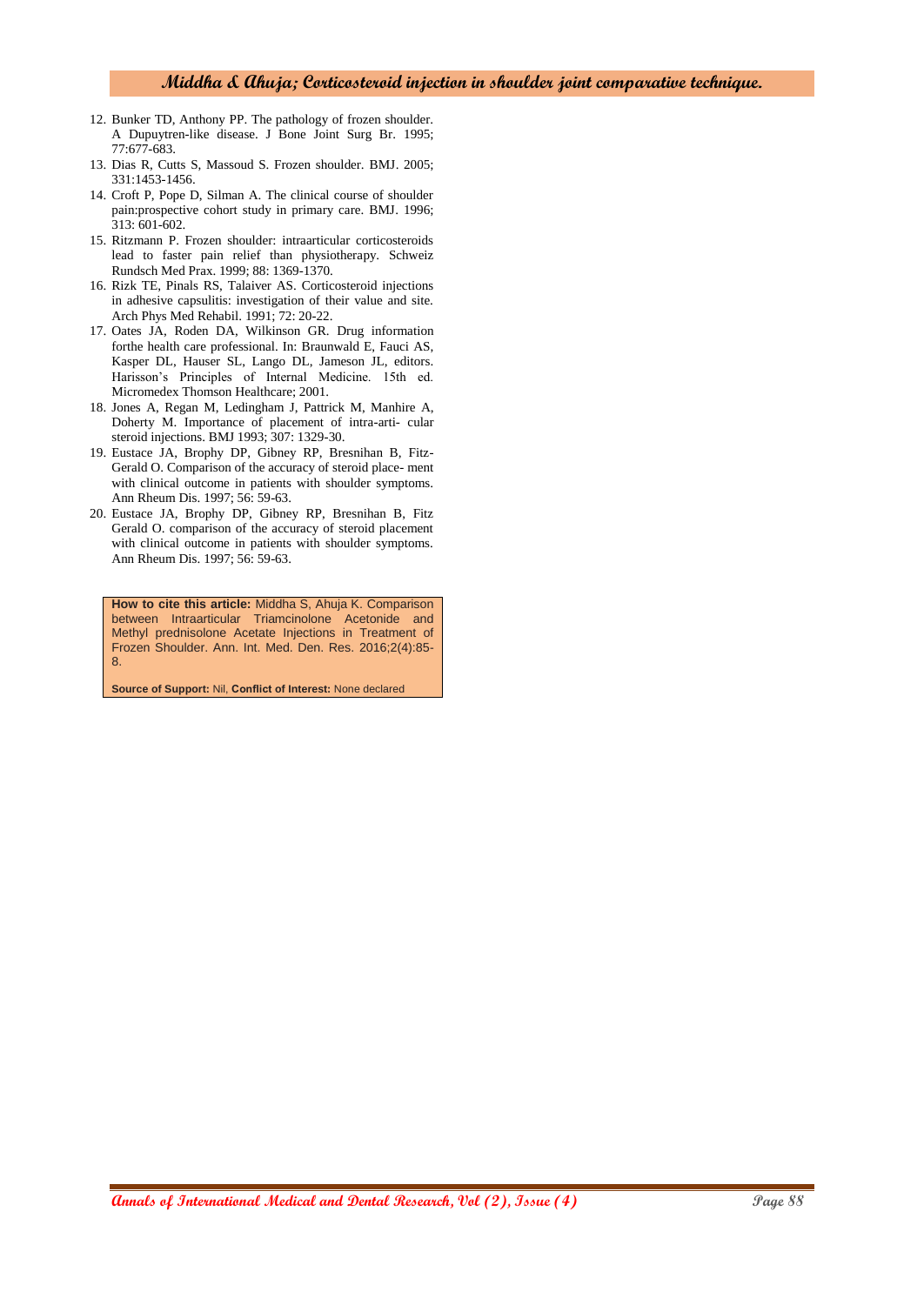12. Bunker TD, Anthony PP. The pathology of frozen shoulder. A Dupuytren-like disease. J Bone Joint Surg Br. 1995; 77:677-683.
13. Dias R, Cutts S, Massoud S. Frozen shoulder. BMJ. 2005; 331:1453-1456.
14. Croft P, Pope D, Silman A. The clinical course of shoulder pain:prospective cohort study in primary care. BMJ. 1996; 313: 601-602.
15. Ritzmann P. Frozen shoulder: intraarticular corticosteroids lead to faster pain relief than physiotherapy. Schweiz Rundsch Med Prax. 1999; 88: 1369-1370.
16. Rizk TE, Pinals RS, Talaiver AS. Corticosteroid injections in adhesive capsulitis: investigation of their value and site. Arch Phys Med Rehabil. 1991; 72: 20-22.
17. Oates JA, Roden DA, Wilkinson GR. Drug information forthe health care professional. In: Braunwald E, Fauci AS, Kasper DL, Hauser SL, Lango DL, Jameson JL, editors. Harisson's Principles of Internal Medicine. 15th ed. Micromedex Thomson Healthcare; 2001.
18. Jones A, Regan M, Ledingham J, Pattrick M, Manhire A, Doherty M. Importance of placement of intra-arti- cular steroid injections. BMJ 1993; 307: 1329-30.
19. Eustace JA, Brophy DP, Gibney RP, Bresnihan B, Fitz-Gerald O. Comparison of the accuracy of steroid place- ment with clinical outcome in patients with shoulder symptoms. Ann Rheum Dis. 1997; 56: 59-63.
20. Eustace JA, Brophy DP, Gibney RP, Bresnihan B, Fitz Gerald O. comparison of the accuracy of steroid placement with clinical outcome in patients with shoulder symptoms. Ann Rheum Dis. 1997; 56: 59-63.

**How to cite this article:** Middha S, Ahuja K. Comparison between Intraarticular Triamcinolone Acetonide and Methyl prednisolone Acetate Injections in Treatment of Frozen Shoulder. Ann. Int. Med. Den. Res. 2016;2(4):85-8.

**Source of Support:** Nil, **Conflict of Interest:** None declared